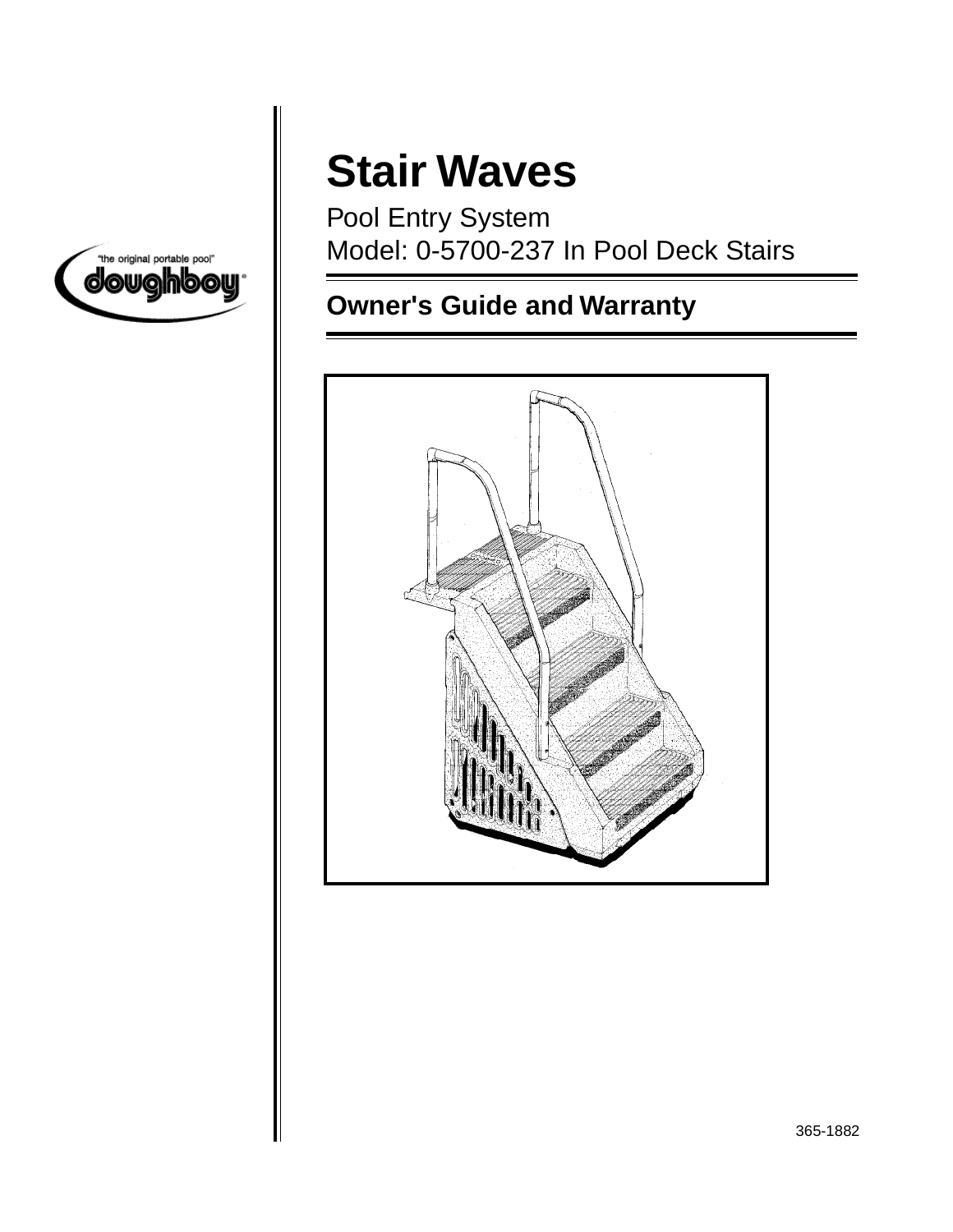"the original portable pool"

doughboy®

# Stair Waves

Pool Entry System

Model: 0-5700-237 In Pool Deck Stairs

## Owner's Guide and Warranty

365-1882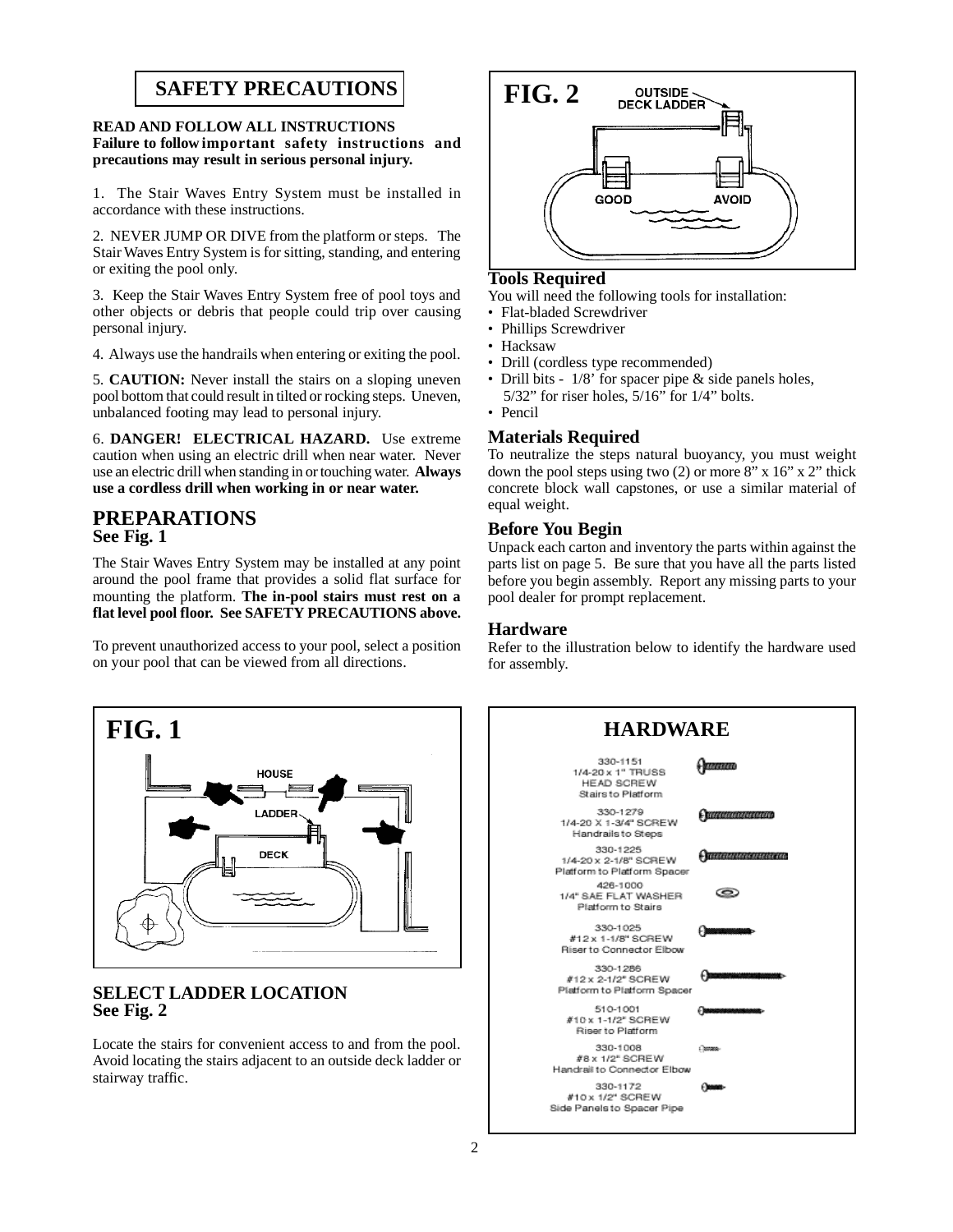## SAFETY PRECAUTIONS

**READ AND FOLLOW ALL INSTRUCTIONS**
**Failure to follow important safety instructions and precautions may result in serious personal injury.**

1. The Stair Waves Entry System must be installed in accordance with these instructions.

2. NEVER JUMP OR DIVE from the platform or steps. The Stair Waves Entry System is for sitting, standing, and entering or exiting the pool only.

3. Keep the Stair Waves Entry System free of pool toys and other objects or debris that people could trip over causing personal injury.

4. Always use the handrails when entering or exiting the pool.

5. **CAUTION:** Never install the stairs on a sloping uneven pool bottom that could result in tilted or rocking steps. Uneven, unbalanced footing may lead to personal injury.

6. **DANGER! ELECTRICAL HAZARD.** Use extreme caution when using an electric drill when near water. Never use an electric drill when standing in or touching water. **Always use a cordless drill when working in or near water.**

## PREPARATIONS
### See Fig. 1

The Stair Waves Entry System may be installed at any point around the pool frame that provides a solid flat surface for mounting the platform. **The in-pool stairs must rest on a flat level pool floor. See SAFETY PRECAUTIONS above.**

To prevent unauthorized access to your pool, select a position on your pool that can be viewed from all directions.

**FIG. 1**

HOUSE

LADDER

DECK

### SELECT LADDER LOCATION
### See Fig. 2

Locate the stairs for convenient access to and from the pool. Avoid locating the stairs adjacent to an outside deck ladder or stairway traffic.

**FIG. 2**

OUTSIDE DECK LADDER

GOOD

AVOID

### Tools Required

You will need the following tools for installation:

- Flat-bladed Screwdriver
- Phillips Screwdriver
- Hacksaw
- Drill (cordless type recommended)
- Drill bits - 1/8' for spacer pipe & side panels holes, 5/32" for riser holes, 5/16" for 1/4" bolts.
- Pencil

### Materials Required

To neutralize the steps natural buoyancy, you must weight down the pool steps using two (2) or more 8" x 16" x 2" thick concrete block wall capstones, or use a similar material of equal weight.

### Before You Begin

Unpack each carton and inventory the parts within against the parts list on page 5. Be sure that you have all the parts listed before you begin assembly. Report any missing parts to your pool dealer for prompt replacement.

### Hardware

Refer to the illustration below to identify the hardware used for assembly.

**HARDWARE**

| Part No. | Description | Use |
|---|---|---|
| 330-1151 | 1/4-20 x 1" TRUSS HEAD SCREW | Stairs to Platform |
| 330-1279 | 1/4-20 X 1-3/4" SCREW | Handrails to Steps |
| 330-1225 | 1/4-20 x 2-1/8" SCREW | Platform to Platform Spacer |
| 426-1000 | 1/4" SAE FLAT WASHER | Platform to Stairs |
| 330-1025 | #12 x 1-1/8" SCREW | Riser to Connector Elbow |
| 330-1286 | #12 x 2-1/2" SCREW | Platform to Platform Spacer |
| 510-1001 | #10 x 1-1/2" SCREW | Riser to Platform |
| 330-1008 | #8 x 1/2" SCREW | Handrail to Connector Elbow |
| 330-1172 | #10 x 1/2" SCREW | Side Panels to Spacer Pipe |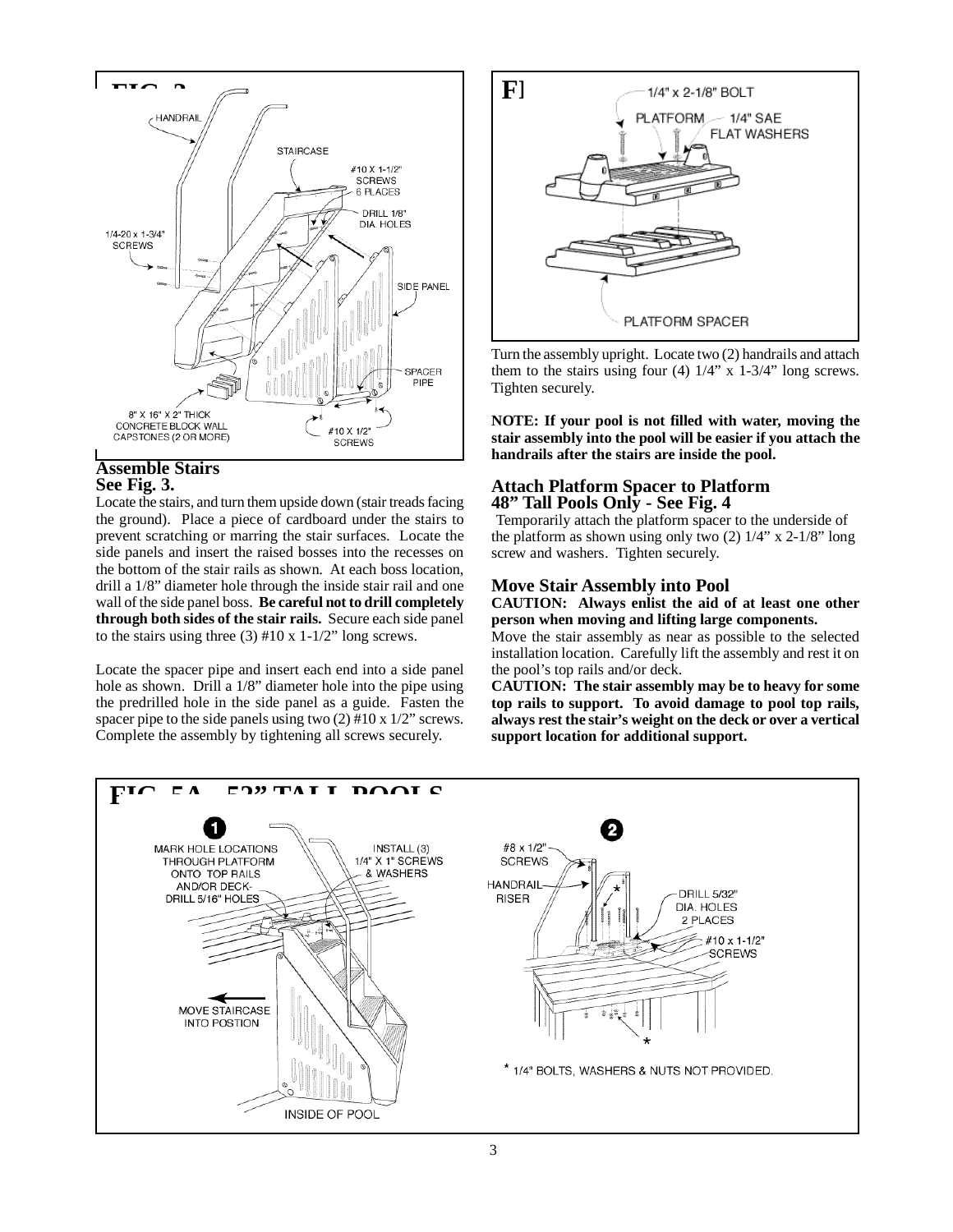## Assemble Stairs
**See Fig. 3.**

Locate the stairs, and turn them upside down (stair treads facing the ground). Place a piece of cardboard under the stairs to prevent scratching or marring the stair surfaces. Locate the side panels and insert the raised bosses into the recesses on the bottom of the stair rails as shown. At each boss location, drill a 1/8" diameter hole through the inside stair rail and one wall of the side panel boss. **Be careful not to drill completely through both sides of the stair rails.** Secure each side panel to the stairs using three (3) #10 x 1-1/2" long screws.

Locate the spacer pipe and insert each end into a side panel hole as shown. Drill a 1/8" diameter hole into the pipe using the predrilled hole in the side panel as a guide. Fasten the spacer pipe to the side panels using two (2) #10 x 1/2" screws. Complete the assembly by tightening all screws securely.

Turn the assembly upright. Locate two (2) handrails and attach them to the stairs using four (4) 1/4" x 1-3/4" long screws. Tighten securely.

**NOTE: If your pool is not filled with water, moving the stair assembly into the pool will be easier if you attach the handrails after the stairs are inside the pool.**

## Attach Platform Spacer to Platform
**48" Tall Pools Only - See Fig. 4**

Temporarily attach the platform spacer to the underside of the platform as shown using only two (2) 1/4" x 2-1/8" long screw and washers. Tighten securely.

## Move Stair Assembly into Pool
**CAUTION: Always enlist the aid of at least one other person when moving and lifting large components.**

Move the stair assembly as near as possible to the selected installation location. Carefully lift the assembly and rest it on the pool's top rails and/or deck.

**CAUTION: The stair assembly may be to heavy for some top rails to support. To avoid damage to pool top rails, always rest the stair's weight on the deck or over a vertical support location for additional support.**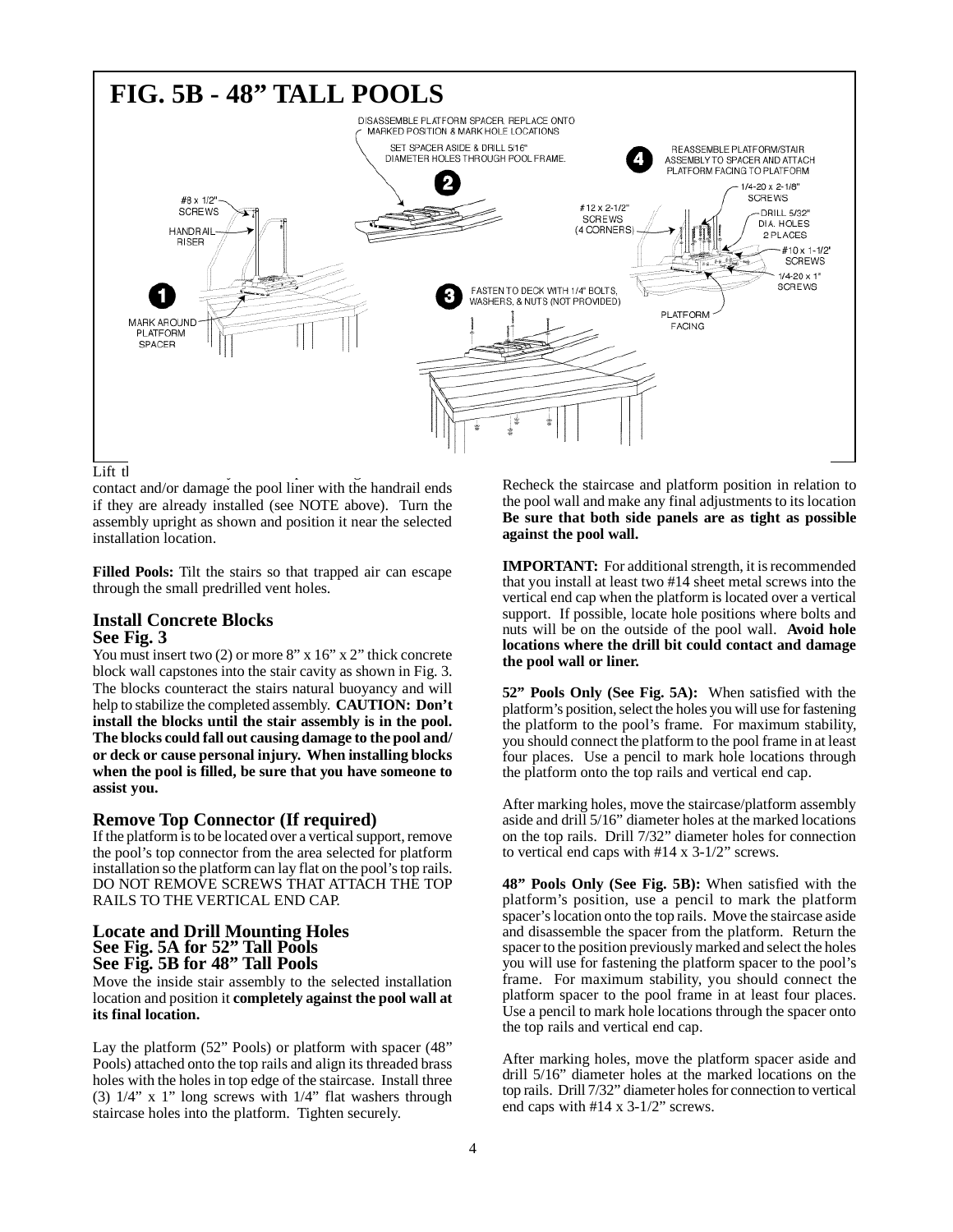# FIG. 5B - 48" TALL POOLS

DISASSEMBLE PLATFORM SPACER. REPLACE ONTO MARKED POSITION & MARK HOLE LOCATIONS

2 SET SPACER ASIDE & DRILL 5/16" DIAMETER HOLES THROUGH POOL FRAME.

4 REASSEMBLE PLATFORM/STAIR ASSEMBLY TO SPACER AND ATTACH PLATFORM FACING TO PLATFORM

#8 x 1/2" SCREWS

HANDRAIL RISER

1 MARK AROUND PLATFORM SPACER

3 FASTEN TO DECK WITH 1/4" BOLTS, WASHERS, & NUTS (NOT PROVIDED)

#12 x 2-1/2" SCREWS (4 CORNERS)

1/4-20 x 2-1/8" SCREWS

DRILL 5/32" DIA. HOLES 2 PLACES

#10 x 1-1/2" SCREWS

1/4-20 x 1" SCREWS

PLATFORM FACING

Lift t[...] contact and/or damage the pool liner with the handrail ends if they are already installed (see NOTE above). Turn the assembly upright as shown and position it near the selected installation location.

**Filled Pools:** Tilt the stairs so that trapped air can escape through the small predrilled vent holes.

### Install Concrete Blocks
### See Fig. 3

You must insert two (2) or more 8" x 16" x 2" thick concrete block wall capstones into the stair cavity as shown in Fig. 3. The blocks counteract the stairs natural buoyancy and will help to stabilize the completed assembly. **CAUTION: Don't install the blocks until the stair assembly is in the pool. The blocks could fall out causing damage to the pool and/ or deck or cause personal injury. When installing blocks when the pool is filled, be sure that you have someone to assist you.**

### Remove Top Connector (If required)

If the platform is to be located over a vertical support, remove the pool's top connector from the area selected for platform installation so the platform can lay flat on the pool's top rails. DO NOT REMOVE SCREWS THAT ATTACH THE TOP RAILS TO THE VERTICAL END CAP.

### Locate and Drill Mounting Holes
### See Fig. 5A for 52" Tall Pools
### See Fig. 5B for 48" Tall Pools

Move the inside stair assembly to the selected installation location and position it **completely against the pool wall at its final location.**

Lay the platform (52" Pools) or platform with spacer (48" Pools) attached onto the top rails and align its threaded brass holes with the holes in top edge of the staircase. Install three (3) 1/4" x 1" long screws with 1/4" flat washers through staircase holes into the platform. Tighten securely.

Recheck the staircase and platform position in relation to the pool wall and make any final adjustments to its location **Be sure that both side panels are as tight as possible against the pool wall.**

**IMPORTANT:** For additional strength, it is recommended that you install at least two #14 sheet metal screws into the vertical end cap when the platform is located over a vertical support. If possible, locate hole positions where bolts and nuts will be on the outside of the pool wall. **Avoid hole locations where the drill bit could contact and damage the pool wall or liner.**

**52" Pools Only (See Fig. 5A):** When satisfied with the platform's position, select the holes you will use for fastening the platform to the pool's frame. For maximum stability, you should connect the platform to the pool frame in at least four places. Use a pencil to mark hole locations through the platform onto the top rails and vertical end cap.

After marking holes, move the staircase/platform assembly aside and drill 5/16" diameter holes at the marked locations on the top rails. Drill 7/32" diameter holes for connection to vertical end caps with #14 x 3-1/2" screws.

**48" Pools Only (See Fig. 5B):** When satisfied with the platform's position, use a pencil to mark the platform spacer's location onto the top rails. Move the staircase aside and disassemble the spacer from the platform. Return the spacer to the position previously marked and select the holes you will use for fastening the platform spacer to the pool's frame. For maximum stability, you should connect the platform spacer to the pool frame in at least four places. Use a pencil to mark hole locations through the spacer onto the top rails and vertical end cap.

After marking holes, move the platform spacer aside and drill 5/16" diameter holes at the marked locations on the top rails. Drill 7/32" diameter holes for connection to vertical end caps with #14 x 3-1/2" screws.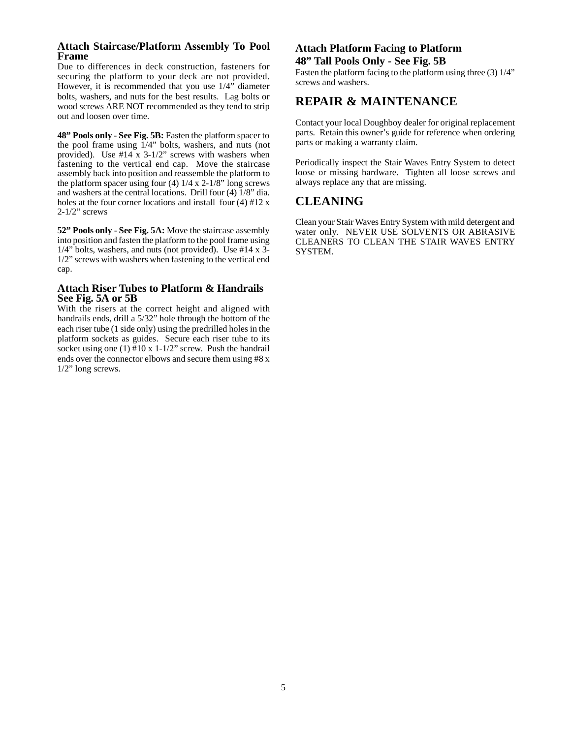### Attach Staircase/Platform Assembly To Pool Frame

Due to differences in deck construction, fasteners for securing the platform to your deck are not provided. However, it is recommended that you use 1/4" diameter bolts, washers, and nuts for the best results. Lag bolts or wood screws ARE NOT recommended as they tend to strip out and loosen over time.

**48" Pools only - See Fig. 5B:** Fasten the platform spacer to the pool frame using 1/4" bolts, washers, and nuts (not provided). Use #14 x 3-1/2" screws with washers when fastening to the vertical end cap. Move the staircase assembly back into position and reassemble the platform to the platform spacer using four (4) 1/4 x 2-1/8" long screws and washers at the central locations. Drill four (4) 1/8" dia. holes at the four corner locations and install four (4) #12 x 2-1/2" screws

**52" Pools only - See Fig. 5A:** Move the staircase assembly into position and fasten the platform to the pool frame using 1/4" bolts, washers, and nuts (not provided). Use #14 x 3-1/2" screws with washers when fastening to the vertical end cap.

### Attach Riser Tubes to Platform & Handrails See Fig. 5A or 5B

With the risers at the correct height and aligned with handrails ends, drill a 5/32" hole through the bottom of the each riser tube (1 side only) using the predrilled holes in the platform sockets as guides. Secure each riser tube to its socket using one (1) #10 x 1-1/2" screw. Push the handrail ends over the connector elbows and secure them using #8 x 1/2" long screws.

### Attach Platform Facing to Platform 48" Tall Pools Only - See Fig. 5B

Fasten the platform facing to the platform using three (3) 1/4" screws and washers.

## REPAIR & MAINTENANCE

Contact your local Doughboy dealer for original replacement parts. Retain this owner's guide for reference when ordering parts or making a warranty claim.

Periodically inspect the Stair Waves Entry System to detect loose or missing hardware. Tighten all loose screws and always replace any that are missing.

## CLEANING

Clean your Stair Waves Entry System with mild detergent and water only. NEVER USE SOLVENTS OR ABRASIVE CLEANERS TO CLEAN THE STAIR WAVES ENTRY SYSTEM.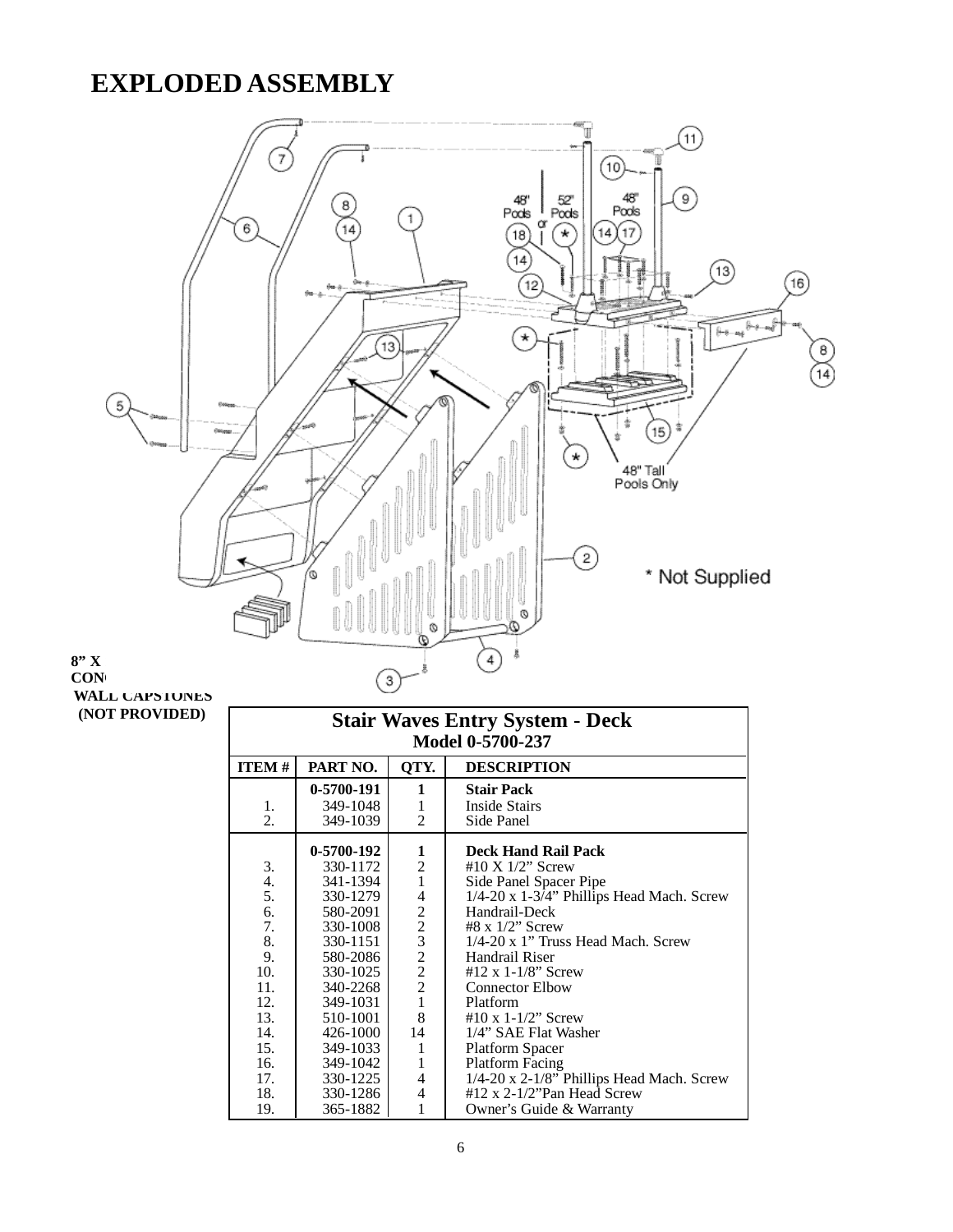# EXPLODED ASSEMBLY

8" X
CON
WALL CAPSTONES
(NOT PROVIDED)

| **Stair Waves Entry System - Deck** | | | |
|---|---|---|---|
| **Model 0-5700-237** | | | |
| **ITEM #** | **PART NO.** | **QTY.** | **DESCRIPTION** |
| | **0-5700-191** | **1** | **Stair Pack** |
| 1. | 349-1048 | 1 | Inside Stairs |
| 2. | 349-1039 | 2 | Side Panel |
| | **0-5700-192** | **1** | **Deck Hand Rail Pack** |
| 3. | 330-1172 | 2 | #10 X 1/2" Screw |
| 4. | 341-1394 | 1 | Side Panel Spacer Pipe |
| 5. | 330-1279 | 4 | 1/4-20 x 1-3/4" Phillips Head Mach. Screw |
| 6. | 580-2091 | 2 | Handrail-Deck |
| 7. | 330-1008 | 2 | #8 x 1/2" Screw |
| 8. | 330-1151 | 3 | 1/4-20 x 1" Truss Head Mach. Screw |
| 9. | 580-2086 | 2 | Handrail Riser |
| 10. | 330-1025 | 2 | #12 x 1-1/8" Screw |
| 11. | 340-2268 | 2 | Connector Elbow |
| 12. | 349-1031 | 1 | Platform |
| 13. | 510-1001 | 8 | #10 x 1-1/2" Screw |
| 14. | 426-1000 | 14 | 1/4" SAE Flat Washer |
| 15. | 349-1033 | 1 | Platform Spacer |
| 16. | 349-1042 | 1 | Platform Facing |
| 17. | 330-1225 | 4 | 1/4-20 x 2-1/8" Phillips Head Mach. Screw |
| 18. | 330-1286 | 4 | #12 x 2-1/2"Pan Head Screw |
| 19. | 365-1882 | 1 | Owner's Guide & Warranty |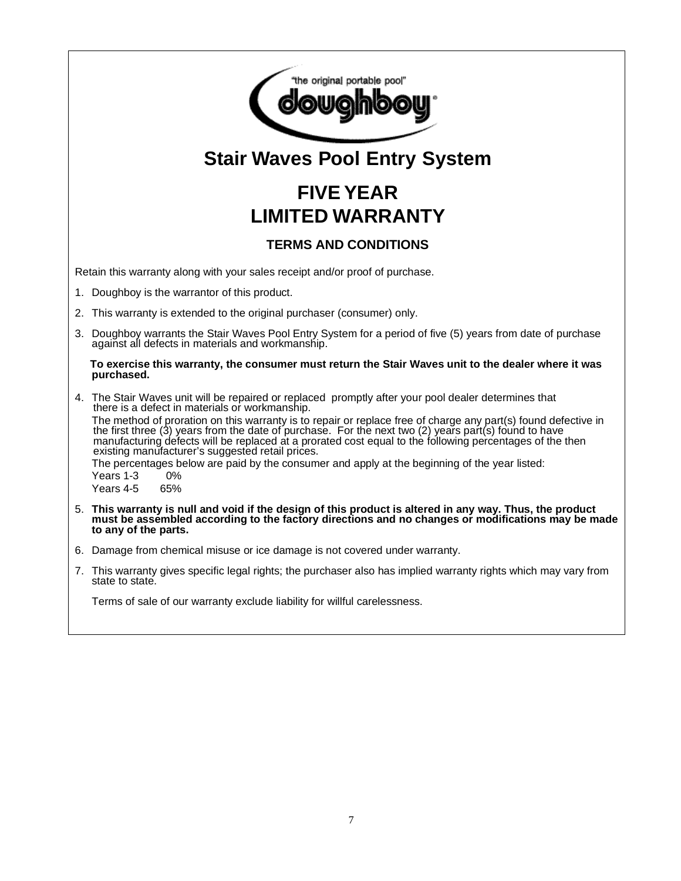"the original portable pool"

doughboy

# Stair Waves Pool Entry System

# FIVE YEAR LIMITED WARRANTY

### TERMS AND CONDITIONS

Retain this warranty along with your sales receipt and/or proof of purchase.

1. Doughboy is the warrantor of this product.
2. This warranty is extended to the original purchaser (consumer) only.
3. Doughboy warrants the Stair Waves Pool Entry System for a period of five (5) years from date of purchase against all defects in materials and workmanship.

   **To exercise this warranty, the consumer must return the Stair Waves unit to the dealer where it was purchased.**

4. The Stair Waves unit will be repaired or replaced promptly after your pool dealer determines that there is a defect in materials or workmanship.

   The method of proration on this warranty is to repair or replace free of charge any part(s) found defective in the first three (3) years from the date of purchase. For the next two (2) years part(s) found to have manufacturing defects will be replaced at a prorated cost equal to the following percentages of the then existing manufacturer's suggested retail prices.

   The percentages below are paid by the consumer and apply at the beginning of the year listed:

   Years 1-3 0%

   Years 4-5 65%

5. **This warranty is null and void if the design of this product is altered in any way. Thus, the product must be assembled according to the factory directions and no changes or modifications may be made to any of the parts.**
6. Damage from chemical misuse or ice damage is not covered under warranty.
7. This warranty gives specific legal rights; the purchaser also has implied warranty rights which may vary from state to state.

   Terms of sale of our warranty exclude liability for willful carelessness.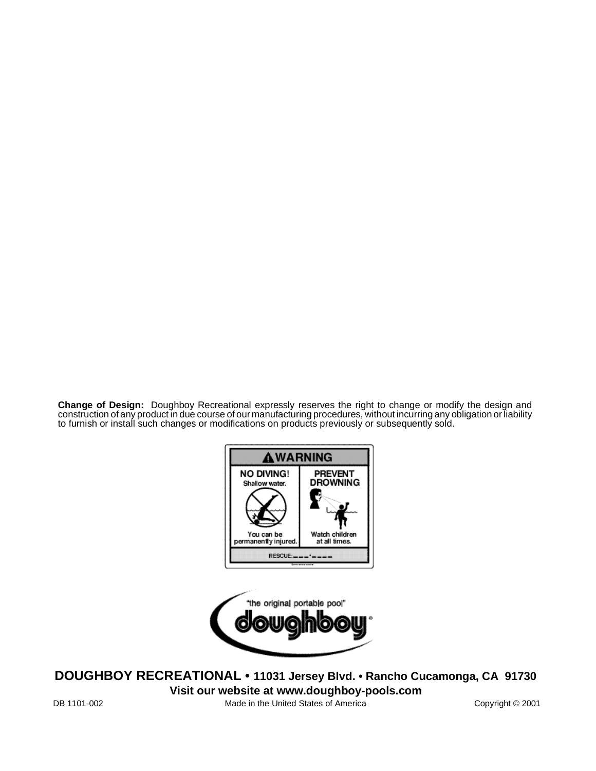**Change of Design:** Doughboy Recreational expressly reserves the right to change or modify the design and construction of any product in due course of our manufacturing procedures, without incurring any obligation or liability to furnish or install such changes or modifications on products previously or subsequently sold.

**WARNING**

**NO DIVING!**
Shallow water.
You can be permanently injured.

**PREVENT DROWNING**
Watch children at all times.

RESCUE: ___-____

"the original portable pool"

doughboy®

**DOUGHBOY RECREATIONAL • 11031 Jersey Blvd. • Rancho Cucamonga, CA 91730**

**Visit our website at www.doughboy-pools.com**

DB 1101-002 Made in the United States of America Copyright © 2001